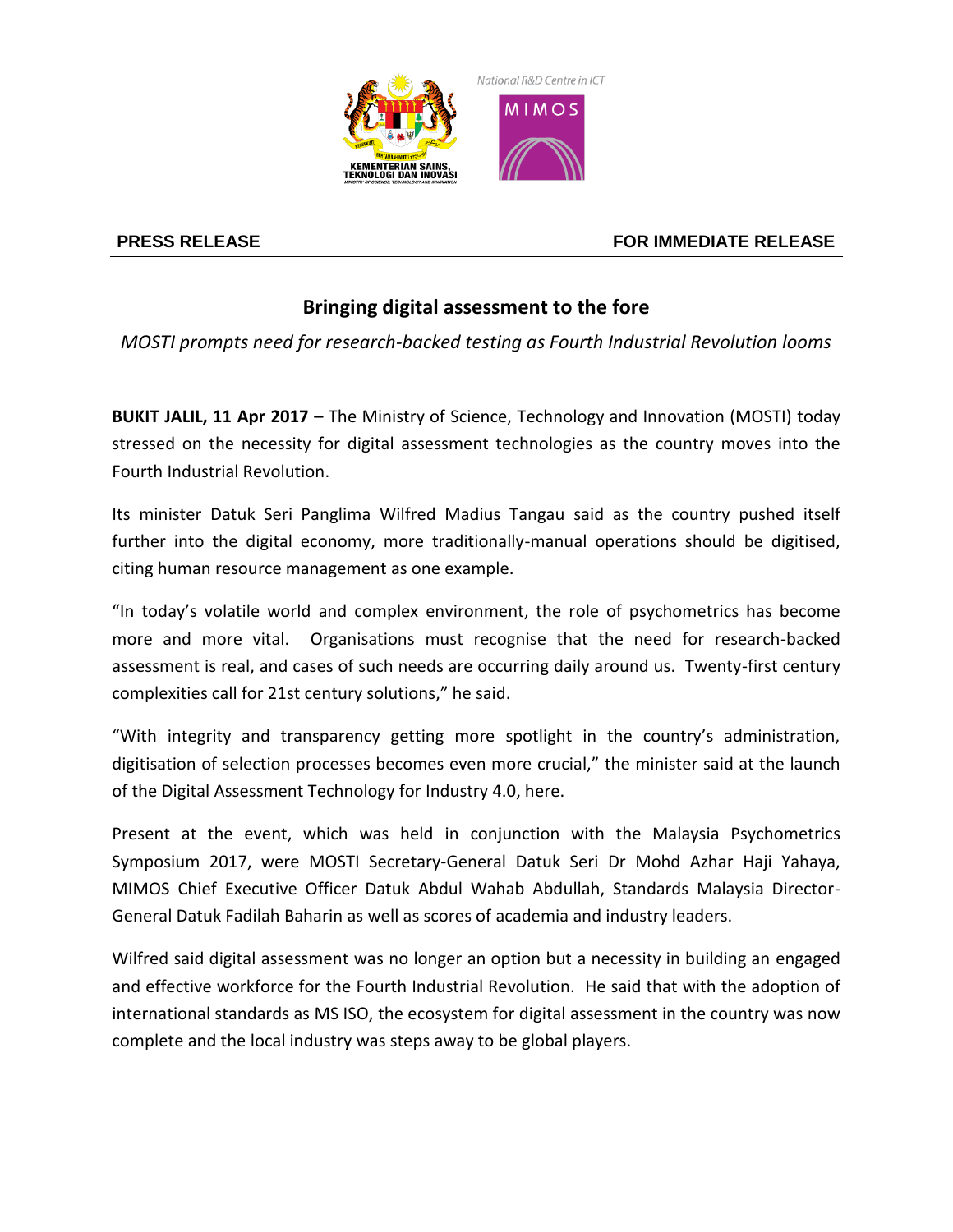**PRESS RELEASE** **FOR IMMEDIATE RELEASE**

# Bringing digital assessment to the fore

*MOSTI prompts need for research-backed testing as Fourth Industrial Revolution looms*

**BUKIT JALIL, 11 Apr 2017** – The Ministry of Science, Technology and Innovation (MOSTI) today stressed on the necessity for digital assessment technologies as the country moves into the Fourth Industrial Revolution.

Its minister Datuk Seri Panglima Wilfred Madius Tangau said as the country pushed itself further into the digital economy, more traditionally-manual operations should be digitised, citing human resource management as one example.

"In today's volatile world and complex environment, the role of psychometrics has become more and more vital. Organisations must recognise that the need for research-backed assessment is real, and cases of such needs are occurring daily around us. Twenty-first century complexities call for 21st century solutions," he said.

"With integrity and transparency getting more spotlight in the country's administration, digitisation of selection processes becomes even more crucial," the minister said at the launch of the Digital Assessment Technology for Industry 4.0, here.

Present at the event, which was held in conjunction with the Malaysia Psychometrics Symposium 2017, were MOSTI Secretary-General Datuk Seri Dr Mohd Azhar Haji Yahaya, MIMOS Chief Executive Officer Datuk Abdul Wahab Abdullah, Standards Malaysia Director-General Datuk Fadilah Baharin as well as scores of academia and industry leaders.

Wilfred said digital assessment was no longer an option but a necessity in building an engaged and effective workforce for the Fourth Industrial Revolution. He said that with the adoption of international standards as MS ISO, the ecosystem for digital assessment in the country was now complete and the local industry was steps away to be global players.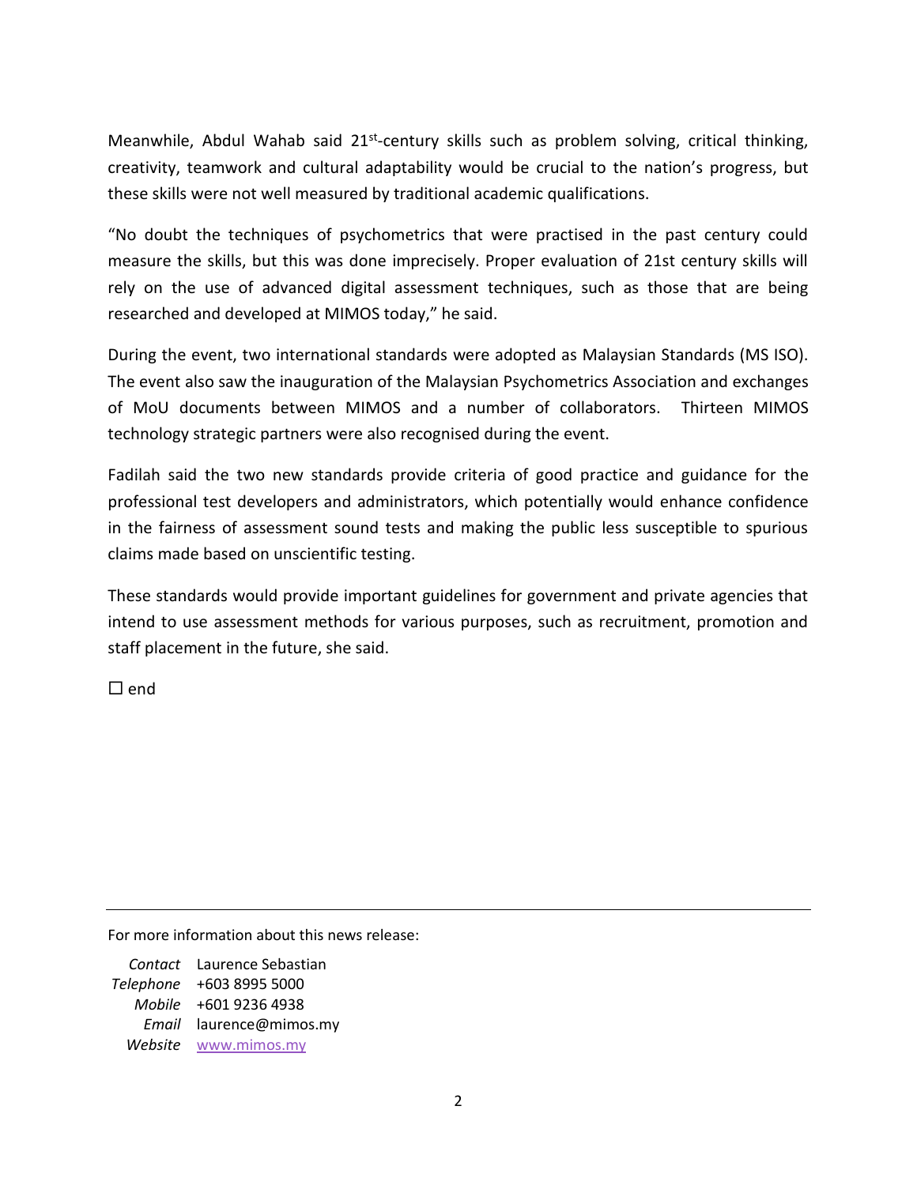Meanwhile, Abdul Wahab said 21st-century skills such as problem solving, critical thinking, creativity, teamwork and cultural adaptability would be crucial to the nation's progress, but these skills were not well measured by traditional academic qualifications.

"No doubt the techniques of psychometrics that were practised in the past century could measure the skills, but this was done imprecisely. Proper evaluation of 21st century skills will rely on the use of advanced digital assessment techniques, such as those that are being researched and developed at MIMOS today," he said.

During the event, two international standards were adopted as Malaysian Standards (MS ISO). The event also saw the inauguration of the Malaysian Psychometrics Association and exchanges of MoU documents between MIMOS and a number of collaborators. Thirteen MIMOS technology strategic partners were also recognised during the event.

Fadilah said the two new standards provide criteria of good practice and guidance for the professional test developers and administrators, which potentially would enhance confidence in the fairness of assessment sound tests and making the public less susceptible to spurious claims made based on unscientific testing.

These standards would provide important guidelines for government and private agencies that intend to use assessment methods for various purposes, such as recruitment, promotion and staff placement in the future, she said.

☐ end

---

For more information about this news release:

| | |
|---|---|
| *Contact* | Laurence Sebastian |
| *Telephone* | +603 8995 5000 |
| *Mobile* | +601 9236 4938 |
| *Email* | laurence@mimos.my |
| *Website* | www.mimos.my |